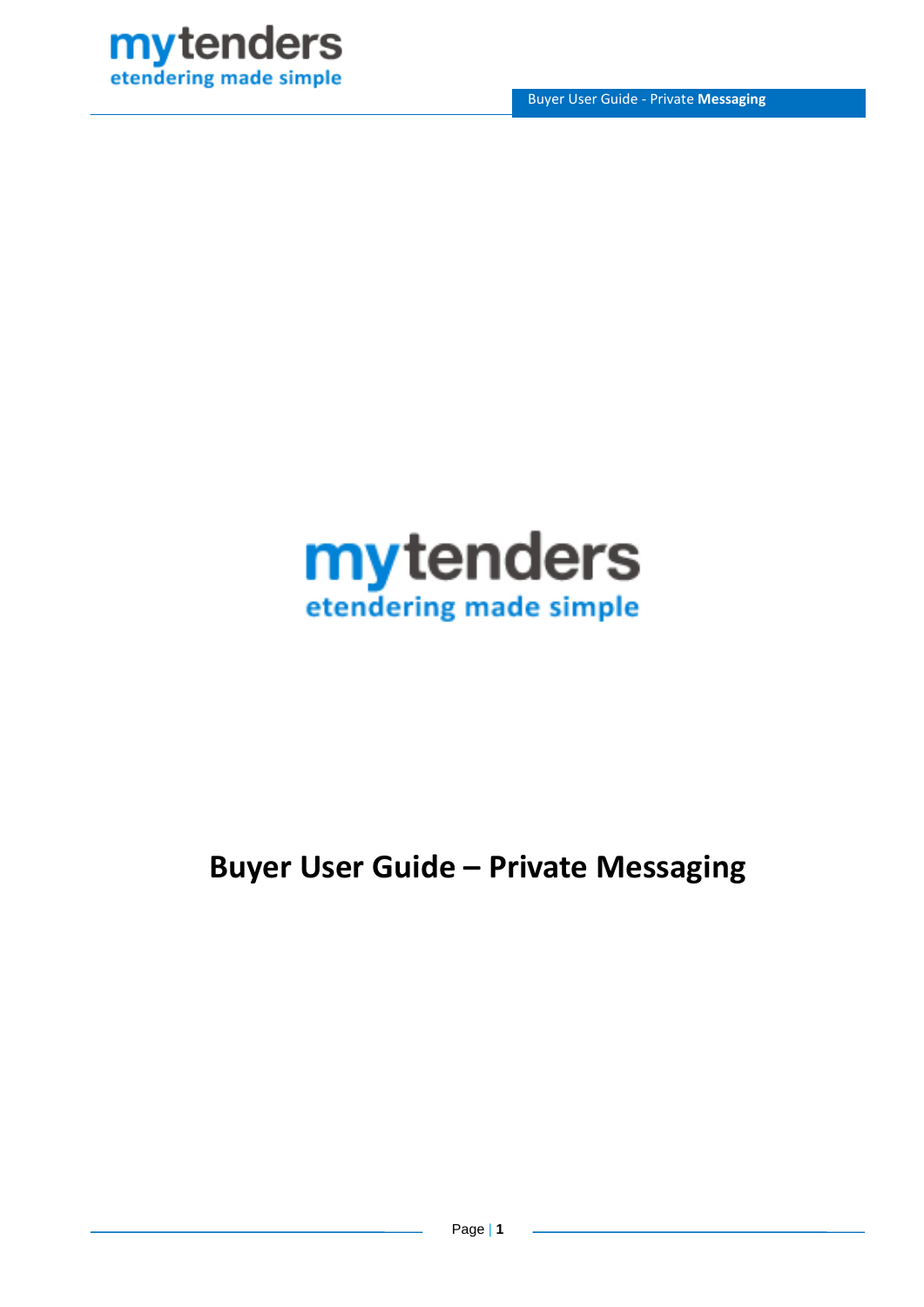mytenders
etendering made simple

# Buyer User Guide – Private Messaging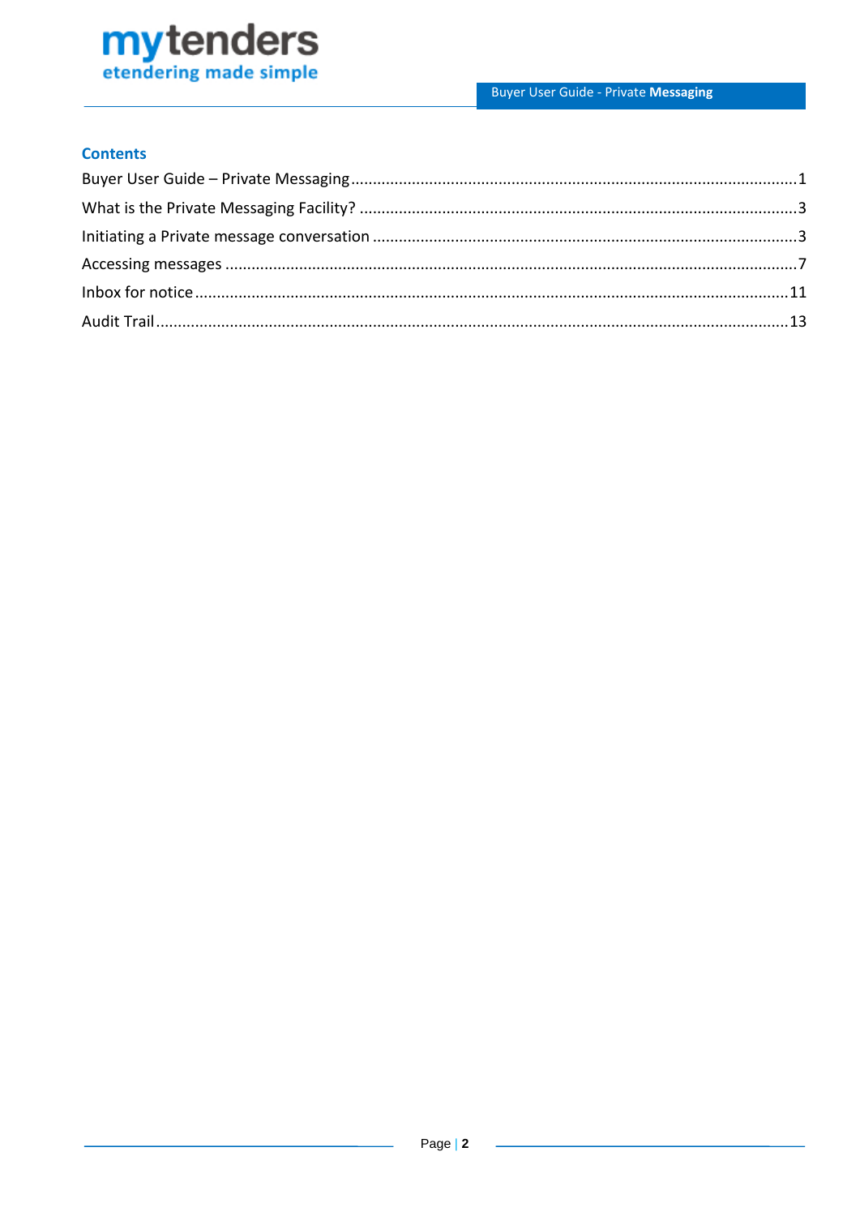## Contents

Buyer User Guide – Private Messaging ........................................................ 1

What is the Private Messaging Facility? ..................................................... 3

Initiating a Private message conversation ................................................. 3

Accessing messages ..................................................................................... 7

Inbox for notice .......................................................................................... 11

Audit Trail .................................................................................................... 13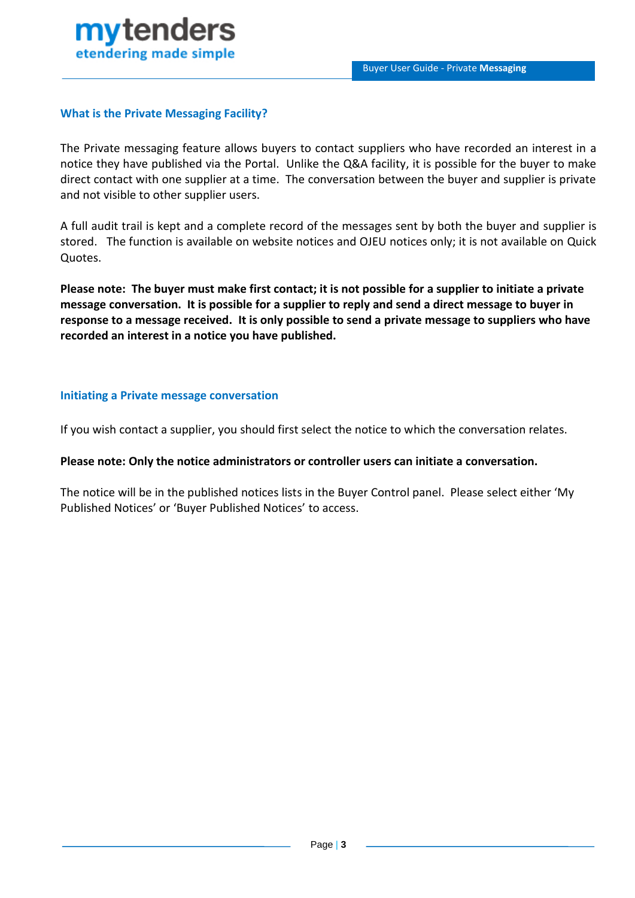## What is the Private Messaging Facility?

The Private messaging feature allows buyers to contact suppliers who have recorded an interest in a notice they have published via the Portal. Unlike the Q&A facility, it is possible for the buyer to make direct contact with one supplier at a time. The conversation between the buyer and supplier is private and not visible to other supplier users.

A full audit trail is kept and a complete record of the messages sent by both the buyer and supplier is stored. The function is available on website notices and OJEU notices only; it is not available on Quick Quotes.

**Please note: The buyer must make first contact; it is not possible for a supplier to initiate a private message conversation. It is possible for a supplier to reply and send a direct message to buyer in response to a message received. It is only possible to send a private message to suppliers who have recorded an interest in a notice you have published.**

## Initiating a Private message conversation

If you wish contact a supplier, you should first select the notice to which the conversation relates.

**Please note: Only the notice administrators or controller users can initiate a conversation.**

The notice will be in the published notices lists in the Buyer Control panel. Please select either 'My Published Notices' or 'Buyer Published Notices' to access.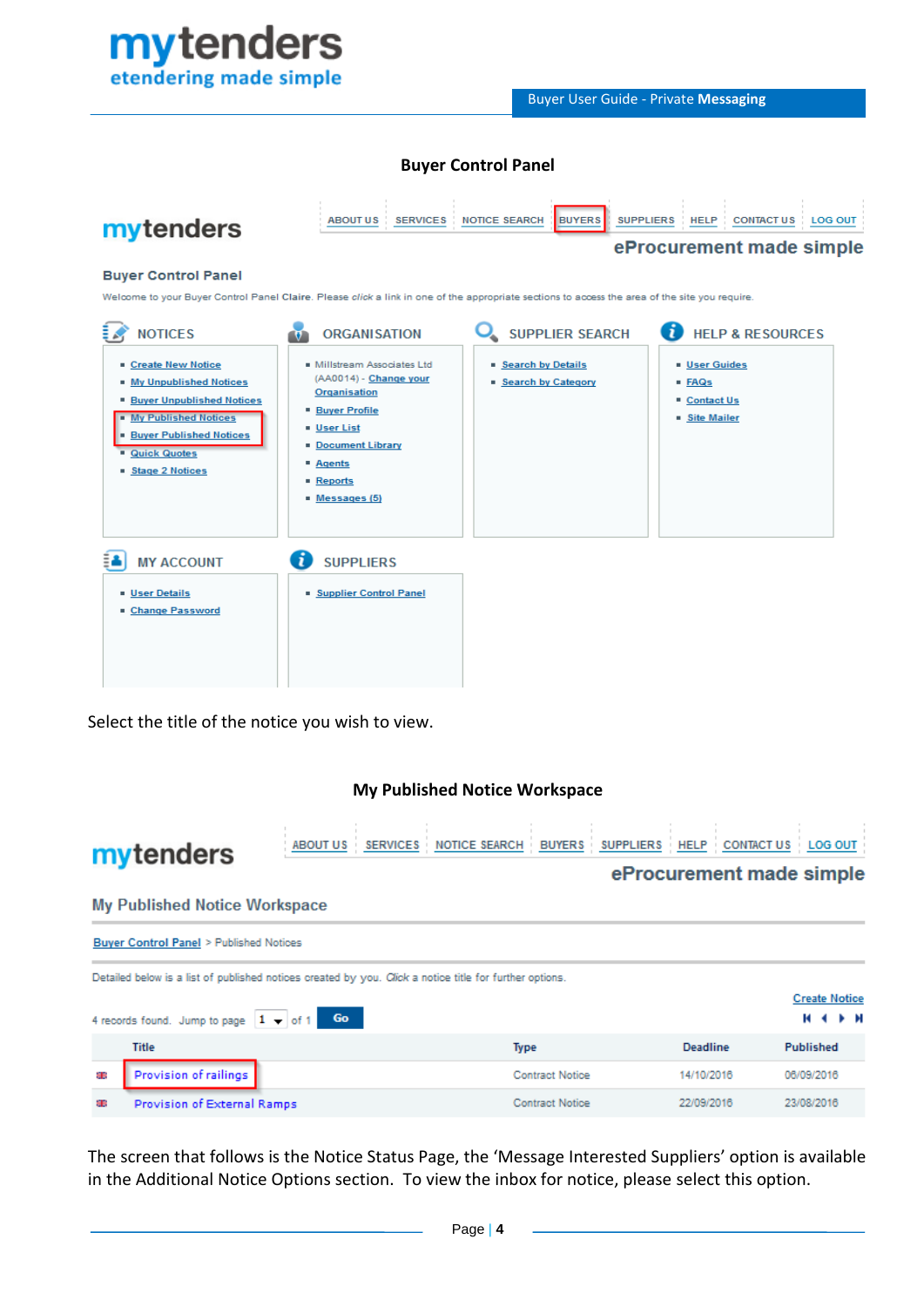**Buyer Control Panel**

mytenders

ABOUT US | SERVICES | NOTICE SEARCH | BUYERS | SUPPLIERS | HELP | CONTACT US | LOG OUT

eProcurement made simple

**Buyer Control Panel**

Welcome to your Buyer Control Panel Claire. Please click a link in one of the appropriate sections to access the area of the site you require.

NOTICES
- Create New Notice
- My Unpublished Notices
- Buyer Unpublished Notices
- My Published Notices
- Buyer Published Notices
- Quick Quotes
- Stage 2 Notices

ORGANISATION
- Millstream Associates Ltd (AA0014) - Change your Organisation
- Buyer Profile
- User List
- Document Library
- Agents
- Reports
- Messages (5)

SUPPLIER SEARCH
- Search by Details
- Search by Category

HELP & RESOURCES
- User Guides
- FAQs
- Contact Us
- Site Mailer

MY ACCOUNT
- User Details
- Change Password

SUPPLIERS
- Supplier Control Panel

Select the title of the notice you wish to view.

**My Published Notice Workspace**

mytenders

ABOUT US | SERVICES | NOTICE SEARCH | BUYERS | SUPPLIERS | HELP | CONTACT US | LOG OUT

eProcurement made simple

**My Published Notice Workspace**

Buyer Control Panel > Published Notices

Detailed below is a list of published notices created by you. Click a notice title for further options.

Create Notice

4 records found. Jump to page 1 of 1 Go

| Title | Type | Deadline | Published |
|---|---|---|---|
| Provision of railings | Contract Notice | 14/10/2016 | 06/09/2016 |
| Provision of External Ramps | Contract Notice | 22/09/2016 | 23/08/2016 |

The screen that follows is the Notice Status Page, the 'Message Interested Suppliers' option is available in the Additional Notice Options section. To view the inbox for notice, please select this option.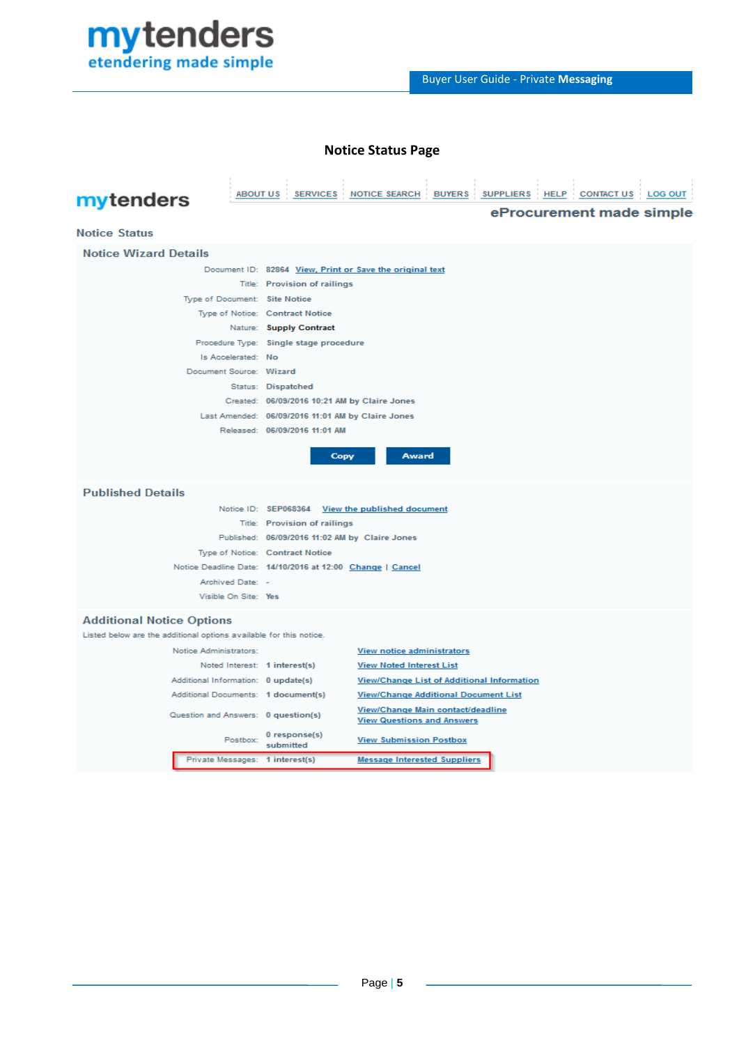## Notice Status Page

mytenders

ABOUT US | SERVICES | NOTICE SEARCH | BUYERS | SUPPLIERS | HELP | CONTACT US | LOG OUT

eProcurement made simple

Notice Status

### Notice Wizard Details

| | |
|---|---|
| Document ID: | 82864 View, Print or Save the original text |
| Title: | Provision of railings |
| Type of Document: | Site Notice |
| Type of Notice: | Contract Notice |
| Nature: | Supply Contract |
| Procedure Type: | Single stage procedure |
| Is Accelerated: | No |
| Document Source: | Wizard |
| Status: | Dispatched |
| Created: | 06/09/2016 10:21 AM by Claire Jones |
| Last Amended: | 06/09/2016 11:01 AM by Claire Jones |
| Released: | 06/09/2016 11:01 AM |

Copy | Award

### Published Details

| | |
|---|---|
| Notice ID: | SEP068364 View the published document |
| Title: | Provision of railings |
| Published: | 06/09/2016 11:02 AM by Claire Jones |
| Type of Notice: | Contract Notice |
| Notice Deadline Date: | 14/10/2016 at 12:00 Change \| Cancel |
| Archived Date: | - |
| Visible On Site: | Yes |

### Additional Notice Options

Listed below are the additional options available for this notice.

| | | |
|---|---|---|
| Notice Administrators: | | View notice administrators |
| Noted Interest: | 1 interest(s) | View Noted Interest List |
| Additional Information: | 0 update(s) | View/Change List of Additional Information |
| Additional Documents: | 1 document(s) | View/Change Additional Document List |
| Question and Answers: | 0 question(s) | View/Change Main contact/deadline<br>View Questions and Answers |
| Postbox: | 0 response(s) submitted | View Submission Postbox |
| Private Messages: | 1 interest(s) | Message Interested Suppliers |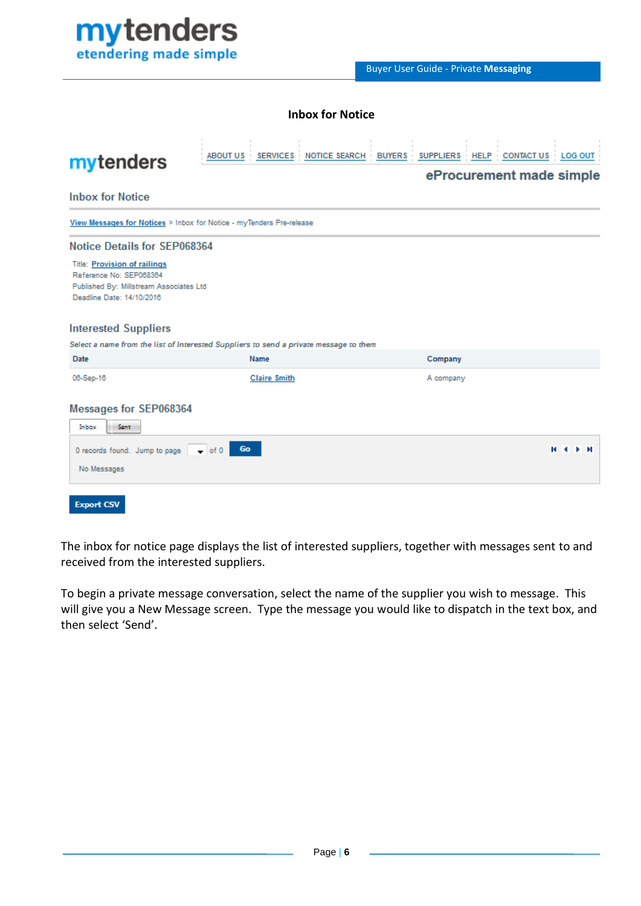**Inbox for Notice**

mytenders

ABOUT US | SERVICES | NOTICE SEARCH | BUYERS | SUPPLIERS | HELP | CONTACT US | LOG OUT

eProcurement made simple

Inbox for Notice

View Messages for Notices > Inbox for Notice - myTenders Pre-release

Notice Details for SEP068364

Title: Provision of railings
Reference No: SEP068364
Published By: Millstream Associates Ltd
Deadline Date: 14/10/2016

Interested Suppliers

*Select a name from the list of Interested Suppliers to send a private message to them*

| Date | Name | Company |
|---|---|---|
| 06-Sep-16 | Claire Smith | A company |

Messages for SEP068364

Inbox | Sent

0 records found. Jump to page [ ] of 0 Go

No Messages

Export CSV

The inbox for notice page displays the list of interested suppliers, together with messages sent to and received from the interested suppliers.

To begin a private message conversation, select the name of the supplier you wish to message. This will give you a New Message screen. Type the message you would like to dispatch in the text box, and then select ‘Send’.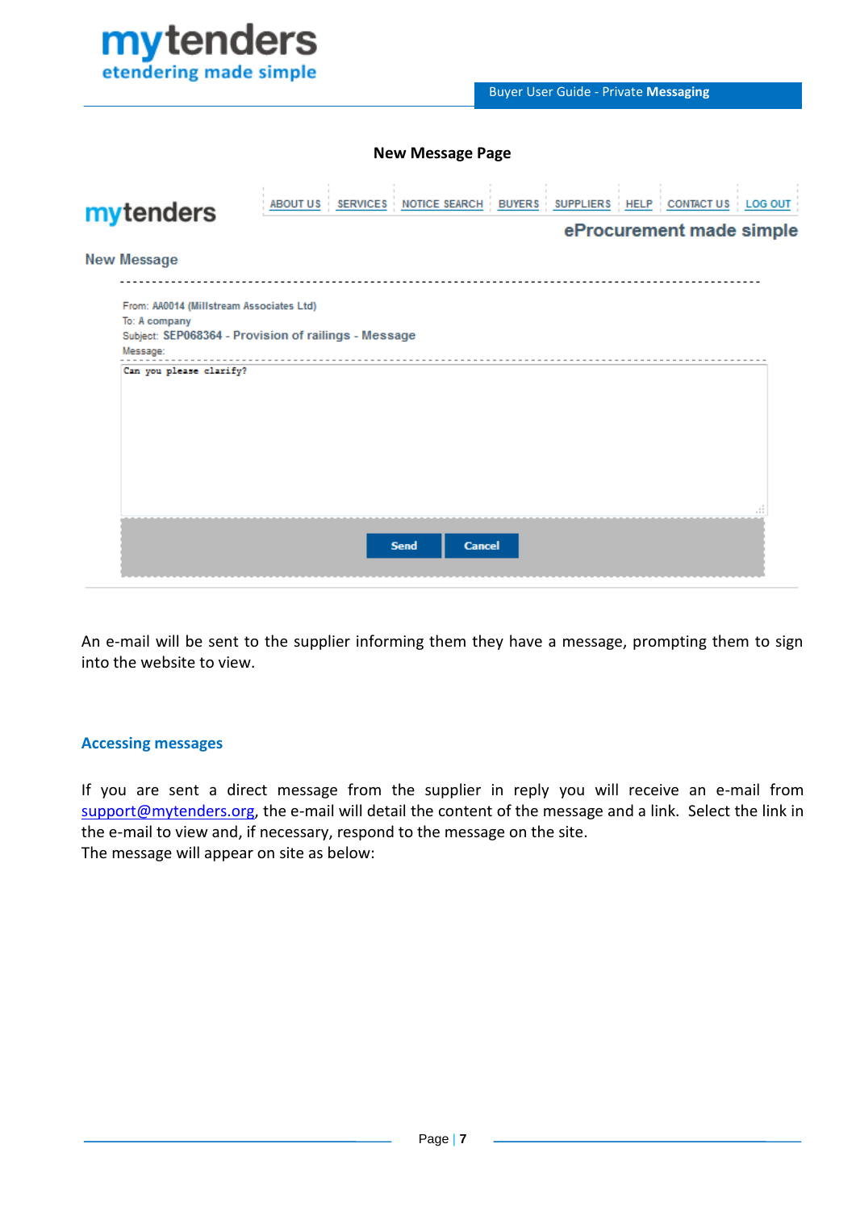**New Message Page**

mytenders

ABOUT US | SERVICES | NOTICE SEARCH | BUYERS | SUPPLIERS | HELP | CONTACT US | LOG OUT

eProcurement made simple

New Message

From: AA0014 (Millstream Associates Ltd)
To: A company
Subject: SEP068364 - Provision of railings - Message
Message:

```
Can you please clarify?
```

Send | Cancel

An e-mail will be sent to the supplier informing them they have a message, prompting them to sign into the website to view.

## Accessing messages

If you are sent a direct message from the supplier in reply you will receive an e-mail from support@mytenders.org, the e-mail will detail the content of the message and a link. Select the link in the e-mail to view and, if necessary, respond to the message on the site.
The message will appear on site as below: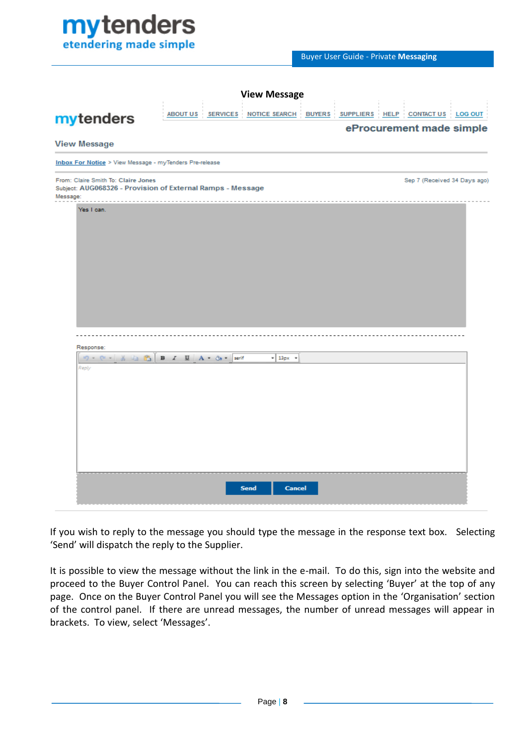**View Message**

mytenders

ABOUT US | SERVICES | NOTICE SEARCH | BUYERS | SUPPLIERS | HELP | CONTACT US | LOG OUT

eProcurement made simple

View Message

Inbox For Notice > View Message - myTenders Pre-release

From: Claire Smith To: Claire Jones

Sep 7 (Received 34 Days ago)

Subject: AUG068326 - Provision of External Ramps - Message

Message:

Yes I can.

Response:

Reply

Send | Cancel

If you wish to reply to the message you should type the message in the response text box. Selecting 'Send' will dispatch the reply to the Supplier.

It is possible to view the message without the link in the e-mail. To do this, sign into the website and proceed to the Buyer Control Panel. You can reach this screen by selecting 'Buyer' at the top of any page. Once on the Buyer Control Panel you will see the Messages option in the 'Organisation' section of the control panel. If there are unread messages, the number of unread messages will appear in brackets. To view, select 'Messages'.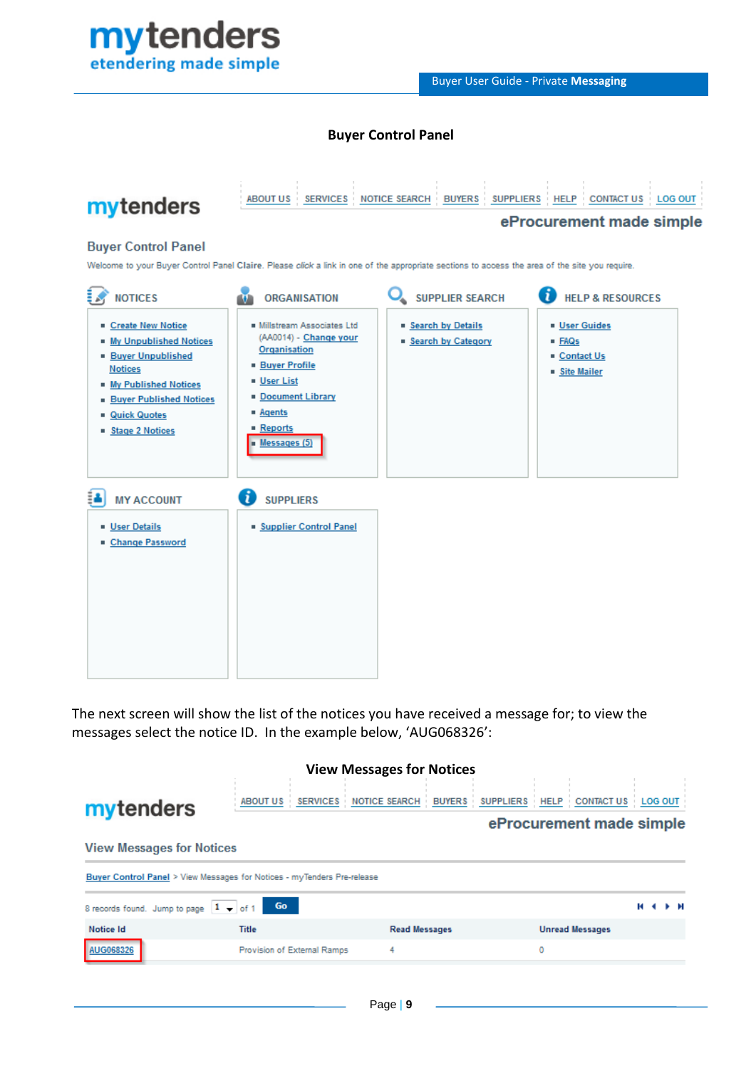**Buyer Control Panel**

mytenders

ABOUT US | SERVICES | NOTICE SEARCH | BUYERS | SUPPLIERS | HELP | CONTACT US | LOG OUT

eProcurement made simple

Buyer Control Panel

Welcome to your Buyer Control Panel Claire. Please click a link in one of the appropriate sections to access the area of the site you require.

NOTICES
- Create New Notice
- My Unpublished Notices
- Buyer Unpublished Notices
- My Published Notices
- Buyer Published Notices
- Quick Quotes
- Stage 2 Notices

ORGANISATION
- Millstream Associates Ltd (AA0014) - Change your Organisation
- Buyer Profile
- User List
- Document Library
- Agents
- Reports
- Messages (5)

SUPPLIER SEARCH
- Search by Details
- Search by Category

HELP & RESOURCES
- User Guides
- FAQs
- Contact Us
- Site Mailer

MY ACCOUNT
- User Details
- Change Password

SUPPLIERS
- Supplier Control Panel

The next screen will show the list of the notices you have received a message for; to view the messages select the notice ID. In the example below, ‘AUG068326’:

**View Messages for Notices**

mytenders

ABOUT US | SERVICES | NOTICE SEARCH | BUYERS | SUPPLIERS | HELP | CONTACT US | LOG OUT

eProcurement made simple

View Messages for Notices

Buyer Control Panel > View Messages for Notices - myTenders Pre-release

8 records found. Jump to page 1 of 1 Go

| Notice Id | Title | Read Messages | Unread Messages |
|---|---|---|---|
| AUG068326 | Provision of External Ramps | 4 | 0 |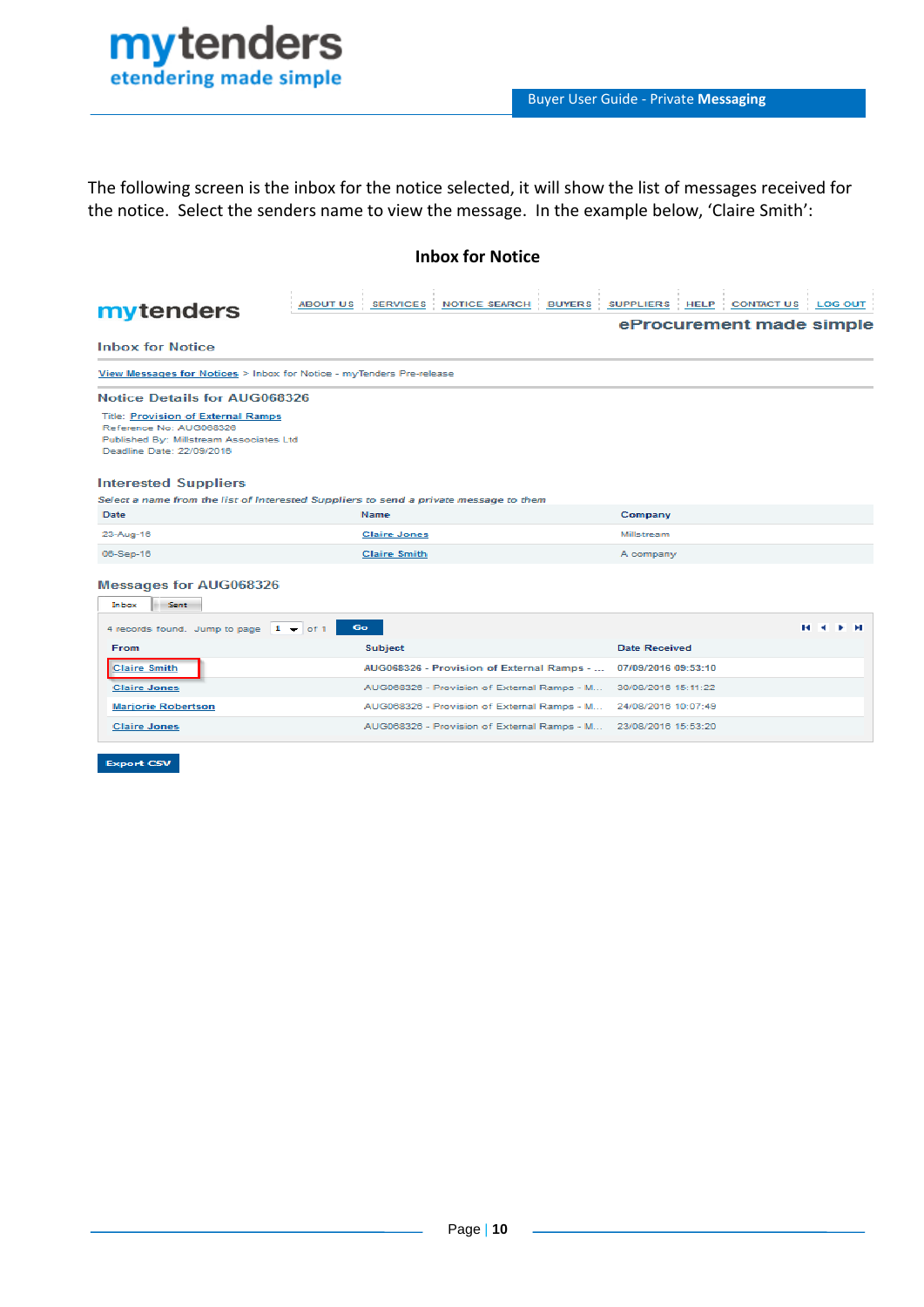The following screen is the inbox for the notice selected, it will show the list of messages received for the notice. Select the senders name to view the message. In the example below, 'Claire Smith':

**Inbox for Notice**

mytenders

ABOUT US | SERVICES | NOTICE SEARCH | BUYERS | SUPPLIERS | HELP | CONTACT US | LOG OUT

eProcurement made simple

Inbox for Notice

View Messages for Notices > Inbox for Notice - myTenders Pre-release

### Notice Details for AUG068326

Title: Provision of External Ramps
Reference No: AUG068326
Published By: Millstream Associates Ltd
Deadline Date: 22/09/2016

### Interested Suppliers

*Select a name from the list of Interested Suppliers to send a private message to them*

| Date | Name | Company |
|---|---|---|
| 23-Aug-16 | Claire Jones | Millstream |
| 06-Sep-16 | Claire Smith | A company |

### Messages for AUG068326

Inbox | Sent

4 records found. Jump to page 1 of 1 Go

| From | Subject | Date Received |
|---|---|---|
| Claire Smith | AUG068326 - Provision of External Ramps - ... | 07/09/2016 09:53:10 |
| Claire Jones | AUG068326 - Provision of External Ramps - M... | 30/08/2016 15:11:22 |
| Marjorie Robertson | AUG068326 - Provision of External Ramps - M... | 24/08/2016 10:07:49 |
| Claire Jones | AUG068326 - Provision of External Ramps - M... | 23/08/2016 15:53:20 |

Export CSV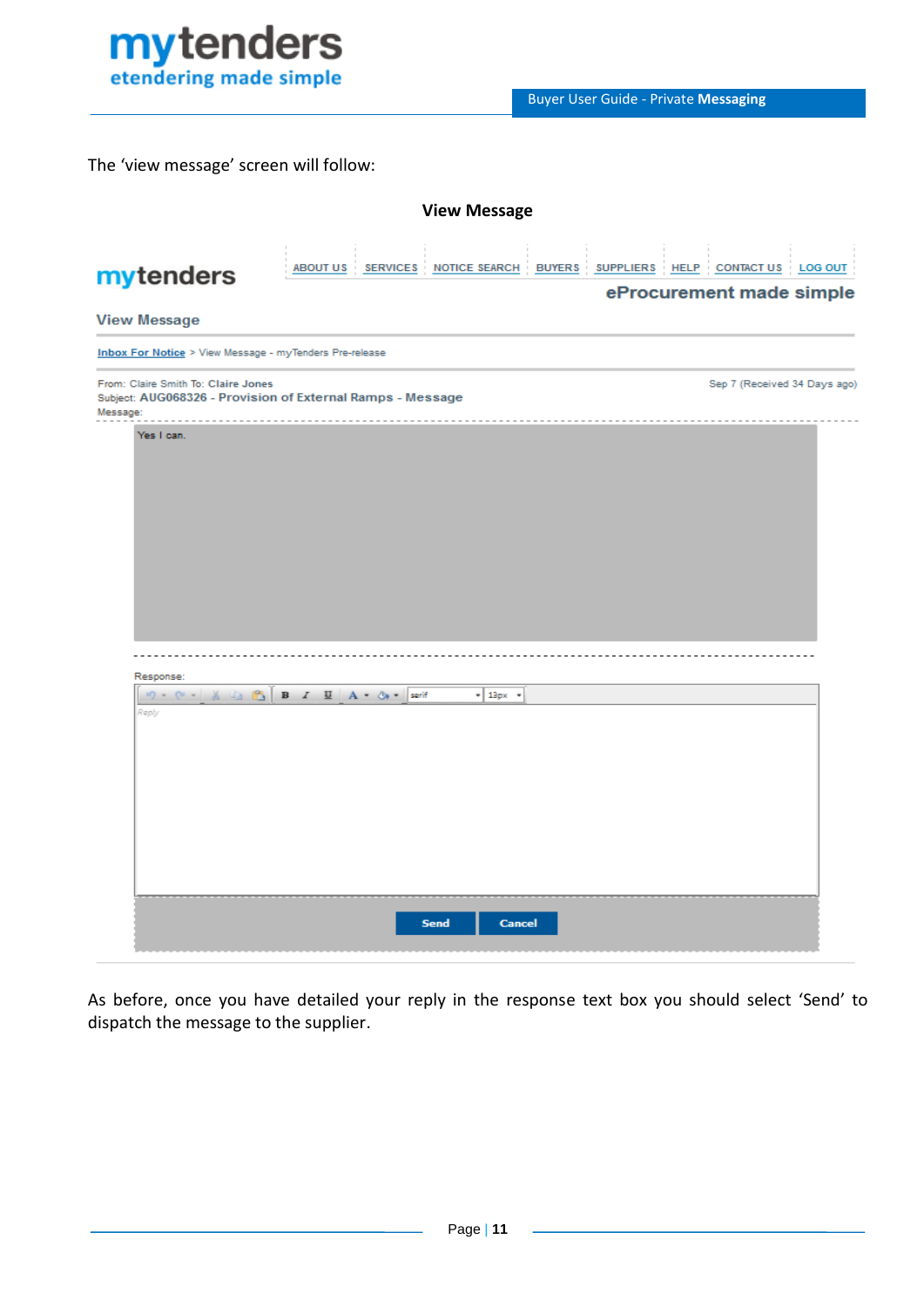The 'view message' screen will follow:

**View Message**

mytenders

ABOUT US | SERVICES | NOTICE SEARCH | BUYERS | SUPPLIERS | HELP | CONTACT US | LOG OUT

eProcurement made simple

View Message

Inbox For Notice > View Message - myTenders Pre-release

From: Claire Smith To: Claire Jones

Sep 7 (Received 34 Days ago)

Subject: AUG068326 - Provision of External Ramps - Message

Message:

Yes I can.

Response:

Reply

Send Cancel

As before, once you have detailed your reply in the response text box you should select 'Send' to dispatch the message to the supplier.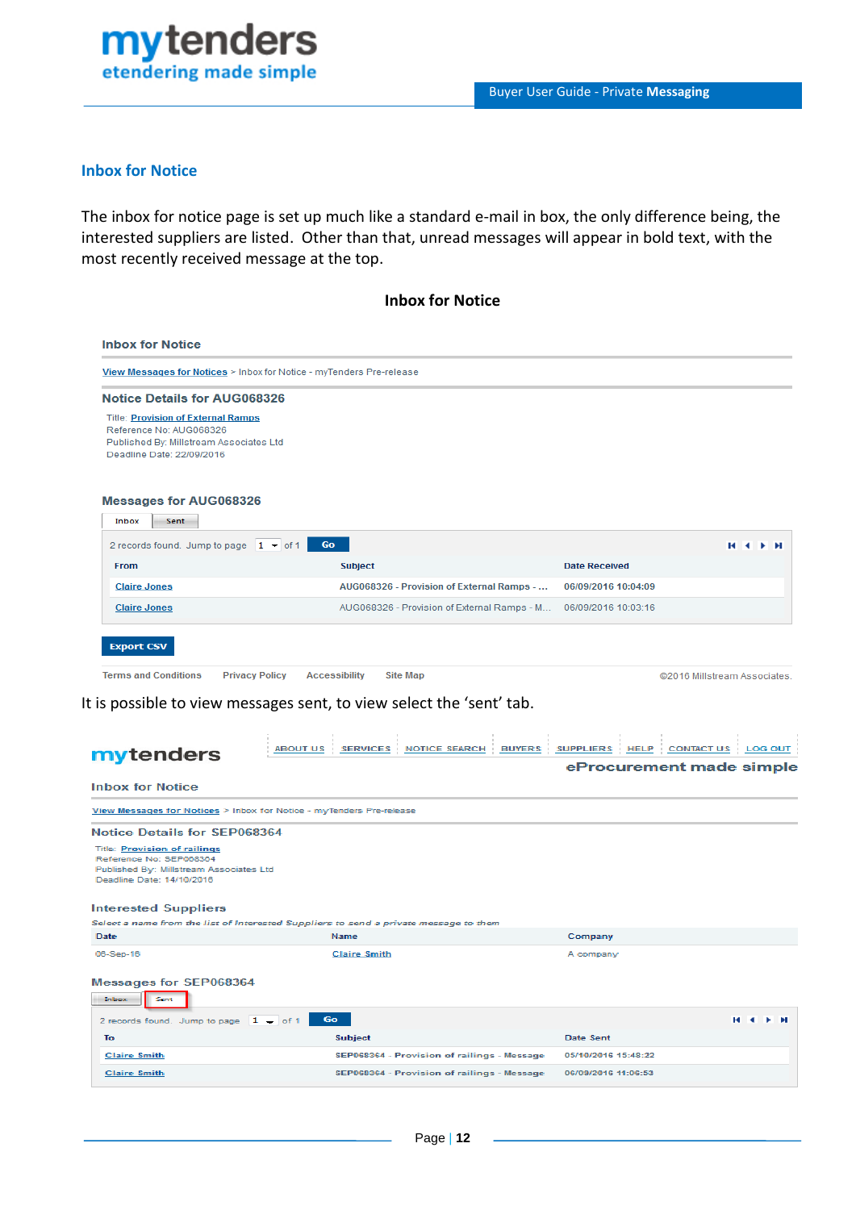## Inbox for Notice

The inbox for notice page is set up much like a standard e-mail in box, the only difference being, the interested suppliers are listed. Other than that, unread messages will appear in bold text, with the most recently received message at the top.

**Inbox for Notice**

Inbox for Notice

View Messages for Notices > Inbox for Notice - myTenders Pre-release

Notice Details for AUG068326

Title: Provision of External Ramps
Reference No: AUG068326
Published By: Millstream Associates Ltd
Deadline Date: 22/09/2016

Messages for AUG068326

Inbox | Sent

2 records found. Jump to page 1 of 1 Go

| From | Subject | Date Received |
|---|---|---|
| Claire Jones | AUG068326 - Provision of External Ramps - ... | 06/09/2016 10:04:09 |
| Claire Jones | AUG068326 - Provision of External Ramps - M... | 06/09/2016 10:03:16 |

Export CSV

Terms and Conditions | Privacy Policy | Accessibility | Site Map | ©2016 Millstream Associates.

It is possible to view messages sent, to view select the 'sent' tab.

mytenders

ABOUT US | SERVICES | NOTICE SEARCH | BUYERS | SUPPLIERS | HELP | CONTACT US | LOG OUT

eProcurement made simple

Inbox for Notice

View Messages for Notices > Inbox for Notice - myTenders Pre-release

Notice Details for SEP068364

Title: Provision of railings
Reference No: SEP068364
Published By: Millstream Associates Ltd
Deadline Date: 14/10/2016

Interested Suppliers

*Select a name from the list of Interested Suppliers to send a private message to them*

| Date | Name | Company |
|---|---|---|
| 06-Sep-16 | Claire Smith | A company |

Messages for SEP068364

Inbox | Sent

2 records found. Jump to page 1 of 1 Go

| To | Subject | Date Sent |
|---|---|---|
| Claire Smith | SEP068364 - Provision of railings - Message | 05/10/2016 15:48:22 |
| Claire Smith | SEP068364 - Provision of railings - Message | 06/09/2016 11:06:53 |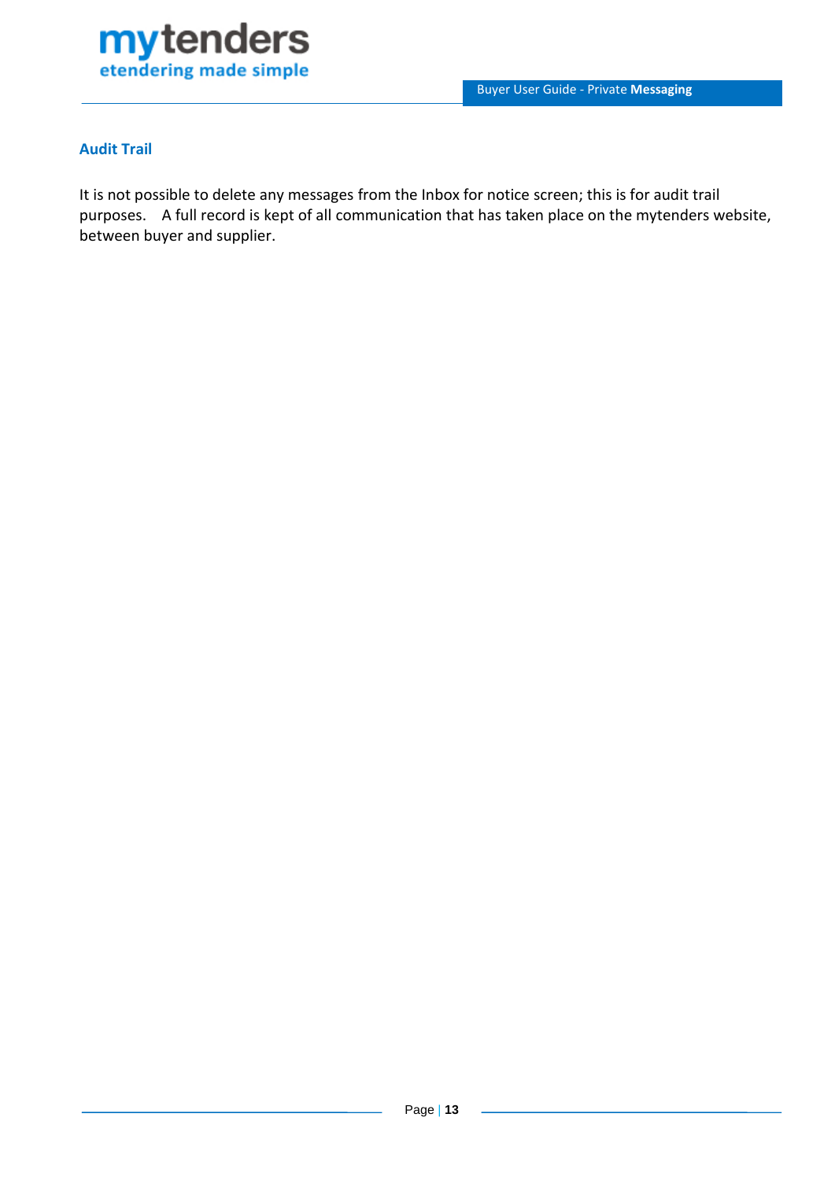## Audit Trail

It is not possible to delete any messages from the Inbox for notice screen; this is for audit trail purposes. A full record is kept of all communication that has taken place on the mytenders website, between buyer and supplier.